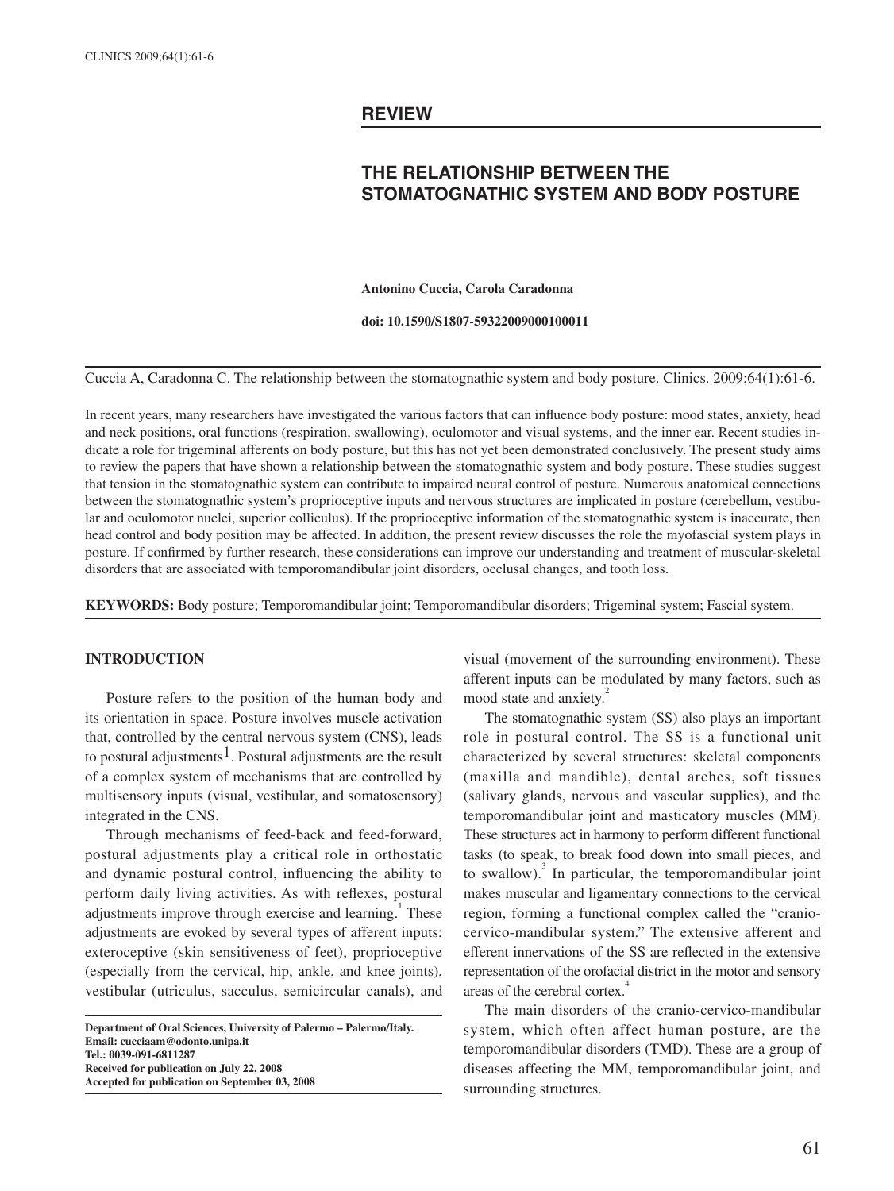## REVIEW

# THE RELATIONSHIP BETWEEN THE STOMATOGNATHIC SYSTEM AND BODY POSTURE

**Antonino Cuccia, Carola Caradonna**

**doi: 10.1590/S1807-59322009000100011**

Cuccia A, Caradonna C. The relationship between the stomatognathic system and body posture. Clinics. 2009;64(1):61-6.

In recent years, many researchers have investigated the various factors that can influence body posture: mood states, anxiety, head and neck positions, oral functions (respiration, swallowing), oculomotor and visual systems, and the inner ear. Recent studies indicate a role for trigeminal afferents on body posture, but this has not yet been demonstrated conclusively. The present study aims to review the papers that have shown a relationship between the stomatognathic system and body posture. These studies suggest that tension in the stomatognathic system can contribute to impaired neural control of posture. Numerous anatomical connections between the stomatognathic system's proprioceptive inputs and nervous structures are implicated in posture (cerebellum, vestibular and oculomotor nuclei, superior colliculus). If the proprioceptive information of the stomatognathic system is inaccurate, then head control and body position may be affected. In addition, the present review discusses the role the myofascial system plays in posture. If confirmed by further research, these considerations can improve our understanding and treatment of muscular-skeletal disorders that are associated with temporomandibular joint disorders, occlusal changes, and tooth loss.

**KEYWORDS:** Body posture; Temporomandibular joint; Temporomandibular disorders; Trigeminal system; Fascial system.

## INTRODUCTION

Posture refers to the position of the human body and its orientation in space. Posture involves muscle activation that, controlled by the central nervous system (CNS), leads to postural adjustments[1]. Postural adjustments are the result of a complex system of mechanisms that are controlled by multisensory inputs (visual, vestibular, and somatosensory) integrated in the CNS.

Through mechanisms of feed-back and feed-forward, postural adjustments play a critical role in orthostatic and dynamic postural control, influencing the ability to perform daily living activities. As with reflexes, postural adjustments improve through exercise and learning.[1] These adjustments are evoked by several types of afferent inputs: exteroceptive (skin sensitiveness of feet), proprioceptive (especially from the cervical, hip, ankle, and knee joints), vestibular (utriculus, sacculus, semicircular canals), and visual (movement of the surrounding environment). These afferent inputs can be modulated by many factors, such as mood state and anxiety.[2]

The stomatognathic system (SS) also plays an important role in postural control. The SS is a functional unit characterized by several structures: skeletal components (maxilla and mandible), dental arches, soft tissues (salivary glands, nervous and vascular supplies), and the temporomandibular joint and masticatory muscles (MM). These structures act in harmony to perform different functional tasks (to speak, to break food down into small pieces, and to swallow).[3] In particular, the temporomandibular joint makes muscular and ligamentary connections to the cervical region, forming a functional complex called the "cranio-cervico-mandibular system." The extensive afferent and efferent innervations of the SS are reflected in the extensive representation of the orofacial district in the motor and sensory areas of the cerebral cortex.[4]

The main disorders of the cranio-cervico-mandibular system, which often affect human posture, are the temporomandibular disorders (TMD). These are a group of diseases affecting the MM, temporomandibular joint, and surrounding structures.

**Department of Oral Sciences, University of Palermo – Palermo/Italy.**
**Email: cucciaam@odonto.unipa.it**
**Tel.: 0039-091-6811287**
**Received for publication on July 22, 2008**
**Accepted for publication on September 03, 2008**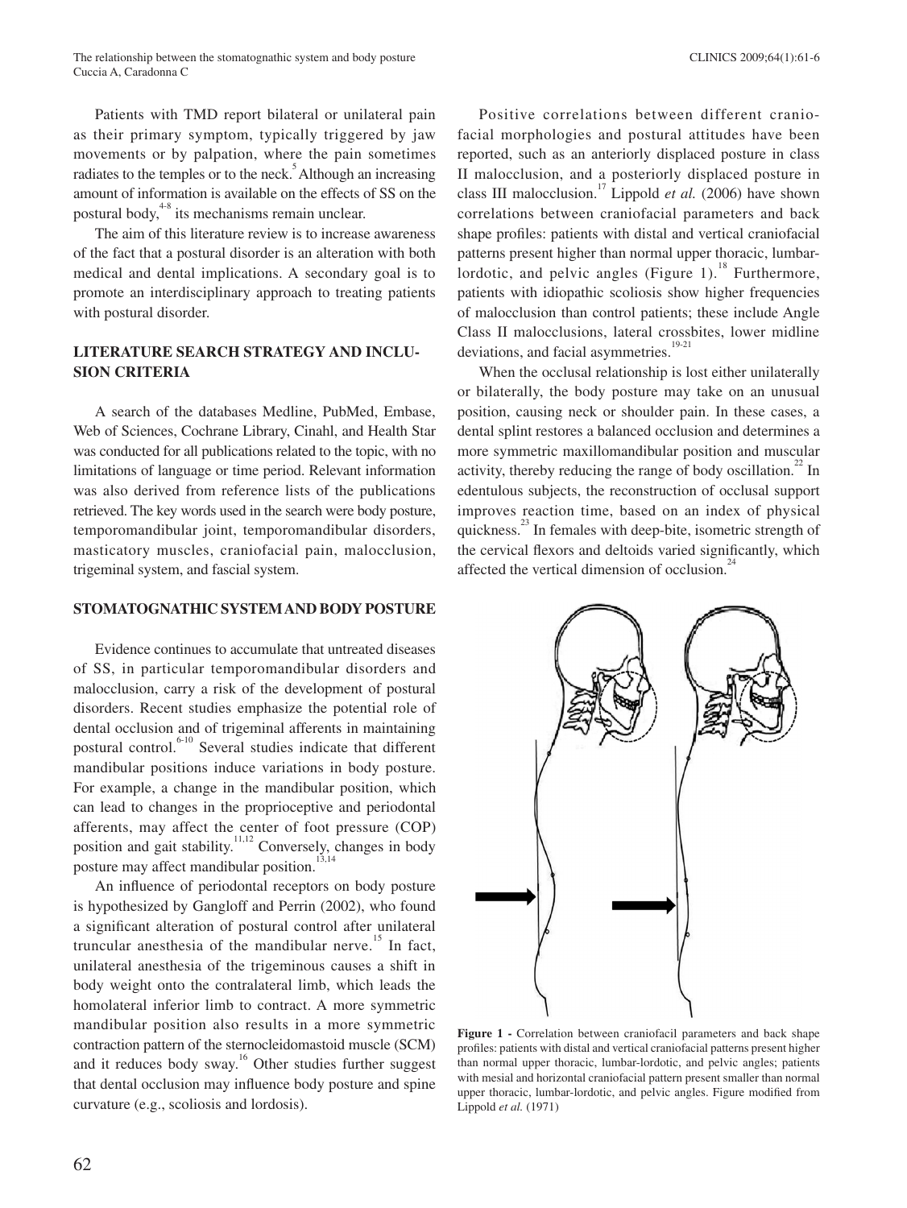Patients with TMD report bilateral or unilateral pain as their primary symptom, typically triggered by jaw movements or by palpation, where the pain sometimes radiates to the temples or to the neck.[5] Although an increasing amount of information is available on the effects of SS on the postural body,[4-8] its mechanisms remain unclear.

The aim of this literature review is to increase awareness of the fact that a postural disorder is an alteration with both medical and dental implications. A secondary goal is to promote an interdisciplinary approach to treating patients with postural disorder.

## LITERATURE SEARCH STRATEGY AND INCLUSION CRITERIA

A search of the databases Medline, PubMed, Embase, Web of Sciences, Cochrane Library, Cinahl, and Health Star was conducted for all publications related to the topic, with no limitations of language or time period. Relevant information was also derived from reference lists of the publications retrieved. The key words used in the search were body posture, temporomandibular joint, temporomandibular disorders, masticatory muscles, craniofacial pain, malocclusion, trigeminal system, and fascial system.

## STOMATOGNATHIC SYSTEM AND BODY POSTURE

Evidence continues to accumulate that untreated diseases of SS, in particular temporomandibular disorders and malocclusion, carry a risk of the development of postural disorders. Recent studies emphasize the potential role of dental occlusion and of trigeminal afferents in maintaining postural control.[6-10] Several studies indicate that different mandibular positions induce variations in body posture. For example, a change in the mandibular position, which can lead to changes in the proprioceptive and periodontal afferents, may affect the center of foot pressure (COP) position and gait stability.[11,12] Conversely, changes in body posture may affect mandibular position.[13,14]

An influence of periodontal receptors on body posture is hypothesized by Gangloff and Perrin (2002), who found a significant alteration of postural control after unilateral truncular anesthesia of the mandibular nerve.[15] In fact, unilateral anesthesia of the trigeminous causes a shift in body weight onto the contralateral limb, which leads the homolateral inferior limb to contract. A more symmetric mandibular position also results in a more symmetric contraction pattern of the sternocleidomastoid muscle (SCM) and it reduces body sway.[16] Other studies further suggest that dental occlusion may influence body posture and spine curvature (e.g., scoliosis and lordosis).

Positive correlations between different craniofacial morphologies and postural attitudes have been reported, such as an anteriorly displaced posture in class II malocclusion, and a posteriorly displaced posture in class III malocclusion.[17] Lippold *et al.* (2006) have shown correlations between craniofacial parameters and back shape profiles: patients with distal and vertical craniofacial patterns present higher than normal upper thoracic, lumbar-lordotic, and pelvic angles (Figure 1).[18] Furthermore, patients with idiopathic scoliosis show higher frequencies of malocclusion than control patients; these include Angle Class II malocclusions, lateral crossbites, lower midline deviations, and facial asymmetries.[19-21]

When the occlusal relationship is lost either unilaterally or bilaterally, the body posture may take on an unusual position, causing neck or shoulder pain. In these cases, a dental splint restores a balanced occlusion and determines a more symmetric maxillomandibular position and muscular activity, thereby reducing the range of body oscillation.[22] In edentulous subjects, the reconstruction of occlusal support improves reaction time, based on an index of physical quickness.[23] In females with deep-bite, isometric strength of the cervical flexors and deltoids varied significantly, which affected the vertical dimension of occlusion.[24]

**Figure 1 -** Correlation between craniofacil parameters and back shape profiles: patients with distal and vertical craniofacial patterns present higher than normal upper thoracic, lumbar-lordotic, and pelvic angles; patients with mesial and horizontal craniofacial pattern present smaller than normal upper thoracic, lumbar-lordotic, and pelvic angles. Figure modified from Lippold *et al.* (1971)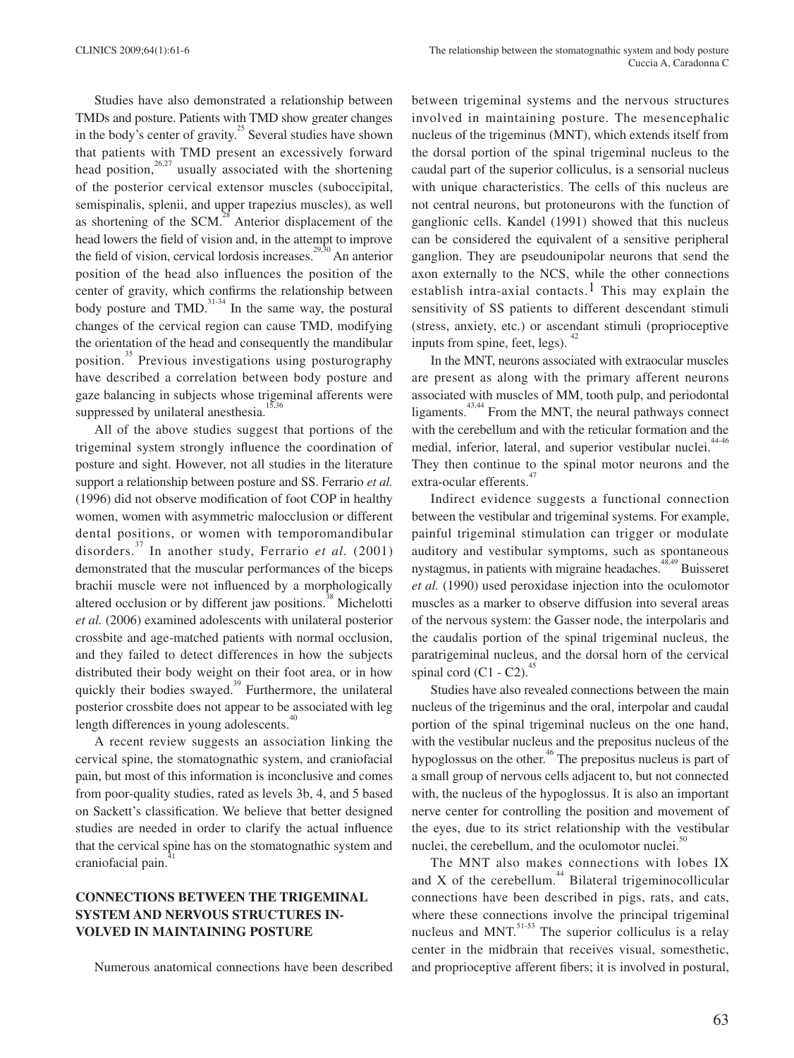Studies have also demonstrated a relationship between TMDs and posture. Patients with TMD show greater changes in the body's center of gravity.[25] Several studies have shown that patients with TMD present an excessively forward head position,[26,27] usually associated with the shortening of the posterior cervical extensor muscles (suboccipital, semispinalis, splenii, and upper trapezius muscles), as well as shortening of the SCM.[28] Anterior displacement of the head lowers the field of vision and, in the attempt to improve the field of vision, cervical lordosis increases.[29,30] An anterior position of the head also influences the position of the center of gravity, which confirms the relationship between body posture and TMD.[31-34] In the same way, the postural changes of the cervical region can cause TMD, modifying the orientation of the head and consequently the mandibular position.[35] Previous investigations using posturography have described a correlation between body posture and gaze balancing in subjects whose trigeminal afferents were suppressed by unilateral anesthesia.[15,36]

All of the above studies suggest that portions of the trigeminal system strongly influence the coordination of posture and sight. However, not all studies in the literature support a relationship between posture and SS. Ferrario *et al.* (1996) did not observe modification of foot COP in healthy women, women with asymmetric malocclusion or different dental positions, or women with temporomandibular disorders.[37] In another study, Ferrario *et al*. (2001) demonstrated that the muscular performances of the biceps brachii muscle were not influenced by a morphologically altered occlusion or by different jaw positions.[38] Michelotti *et al.* (2006) examined adolescents with unilateral posterior crossbite and age-matched patients with normal occlusion, and they failed to detect differences in how the subjects distributed their body weight on their foot area, or in how quickly their bodies swayed.[39] Furthermore, the unilateral posterior crossbite does not appear to be associated with leg length differences in young adolescents.[40]

A recent review suggests an association linking the cervical spine, the stomatognathic system, and craniofacial pain, but most of this information is inconclusive and comes from poor-quality studies, rated as levels 3b, 4, and 5 based on Sackett's classification. We believe that better designed studies are needed in order to clarify the actual influence that the cervical spine has on the stomatognathic system and craniofacial pain.[41]

## CONNECTIONS BETWEEN THE TRIGEMINAL SYSTEM AND NERVOUS STRUCTURES INVOLVED IN MAINTAINING POSTURE

Numerous anatomical connections have been described between trigeminal systems and the nervous structures involved in maintaining posture. The mesencephalic nucleus of the trigeminus (MNT), which extends itself from the dorsal portion of the spinal trigeminal nucleus to the caudal part of the superior colliculus, is a sensorial nucleus with unique characteristics. The cells of this nucleus are not central neurons, but protoneurons with the function of ganglionic cells. Kandel (1991) showed that this nucleus can be considered the equivalent of a sensitive peripheral ganglion. They are pseudounipolar neurons that send the axon externally to the NCS, while the other connections establish intra-axial contacts.[1] This may explain the sensitivity of SS patients to different descendant stimuli (stress, anxiety, etc.) or ascendant stimuli (proprioceptive inputs from spine, feet, legs).[42]

In the MNT, neurons associated with extraocular muscles are present as along with the primary afferent neurons associated with muscles of MM, tooth pulp, and periodontal ligaments.[43,44] From the MNT, the neural pathways connect with the cerebellum and with the reticular formation and the medial, inferior, lateral, and superior vestibular nuclei.[44-46] They then continue to the spinal motor neurons and the extra-ocular efferents.[47]

Indirect evidence suggests a functional connection between the vestibular and trigeminal systems. For example, painful trigeminal stimulation can trigger or modulate auditory and vestibular symptoms, such as spontaneous nystagmus, in patients with migraine headaches.[48,49] Buisseret *et al.* (1990) used peroxidase injection into the oculomotor muscles as a marker to observe diffusion into several areas of the nervous system: the Gasser node, the interpolaris and the caudalis portion of the spinal trigeminal nucleus, the paratrigeminal nucleus, and the dorsal horn of the cervical spinal cord (C1 - C2).[45]

Studies have also revealed connections between the main nucleus of the trigeminus and the oral, interpolar and caudal portion of the spinal trigeminal nucleus on the one hand, with the vestibular nucleus and the prepositus nucleus of the hypoglossus on the other.[46] The prepositus nucleus is part of a small group of nervous cells adjacent to, but not connected with, the nucleus of the hypoglossus. It is also an important nerve center for controlling the position and movement of the eyes, due to its strict relationship with the vestibular nuclei, the cerebellum, and the oculomotor nuclei.[50]

The MNT also makes connections with lobes IX and X of the cerebellum.[44] Bilateral trigeminocollicular connections have been described in pigs, rats, and cats, where these connections involve the principal trigeminal nucleus and MNT.[51-53] The superior colliculus is a relay center in the midbrain that receives visual, somesthetic, and proprioceptive afferent fibers; it is involved in postural,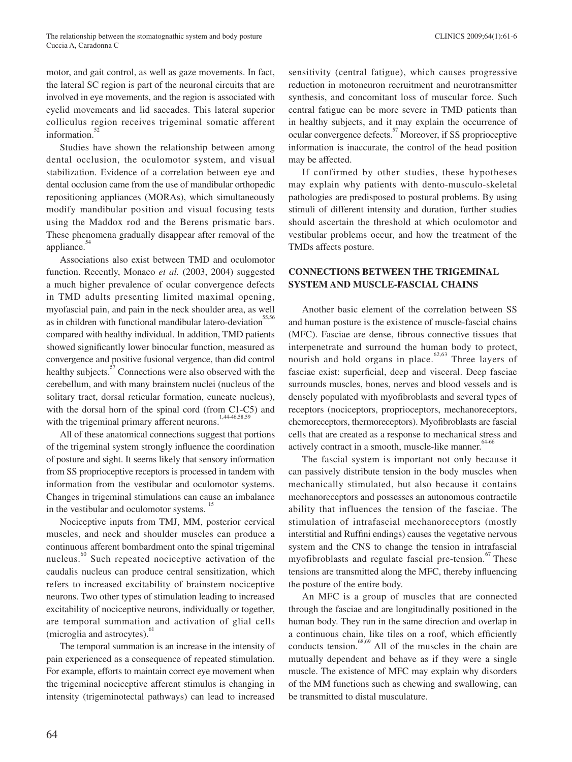motor, and gait control, as well as gaze movements. In fact, the lateral SC region is part of the neuronal circuits that are involved in eye movements, and the region is associated with eyelid movements and lid saccades. This lateral superior colliculus region receives trigeminal somatic afferent information.[52]

Studies have shown the relationship between among dental occlusion, the oculomotor system, and visual stabilization. Evidence of a correlation between eye and dental occlusion came from the use of mandibular orthopedic repositioning appliances (MORAs), which simultaneously modify mandibular position and visual focusing tests using the Maddox rod and the Berens prismatic bars. These phenomena gradually disappear after removal of the appliance.[54]

Associations also exist between TMD and oculomotor function. Recently, Monaco *et al.* (2003, 2004) suggested a much higher prevalence of ocular convergence defects in TMD adults presenting limited maximal opening, myofascial pain, and pain in the neck shoulder area, as well as in children with functional mandibular latero-deviation[55,56] compared with healthy individual. In addition, TMD patients showed significantly lower binocular function, measured as convergence and positive fusional vergence, than did control healthy subjects.[57] Connections were also observed with the cerebellum, and with many brainstem nuclei (nucleus of the solitary tract, dorsal reticular formation, cuneate nucleus), with the dorsal horn of the spinal cord (from C1-C5) and with the trigeminal primary afferent neurons.[1,44-46,58,59]

All of these anatomical connections suggest that portions of the trigeminal system strongly influence the coordination of posture and sight. It seems likely that sensory information from SS proprioceptive receptors is processed in tandem with information from the vestibular and oculomotor systems. Changes in trigeminal stimulations can cause an imbalance in the vestibular and oculomotor systems.[15]

Nociceptive inputs from TMJ, MM, posterior cervical muscles, and neck and shoulder muscles can produce a continuous afferent bombardment onto the spinal trigeminal nucleus.[60] Such repeated nociceptive activation of the caudalis nucleus can produce central sensitization, which refers to increased excitability of brainstem nociceptive neurons. Two other types of stimulation leading to increased excitability of nociceptive neurons, individually or together, are temporal summation and activation of glial cells (microglia and astrocytes).[61]

The temporal summation is an increase in the intensity of pain experienced as a consequence of repeated stimulation. For example, efforts to maintain correct eye movement when the trigeminal nociceptive afferent stimulus is changing in intensity (trigeminotectal pathways) can lead to increased sensitivity (central fatigue), which causes progressive reduction in motoneuron recruitment and neurotransmitter synthesis, and concomitant loss of muscular force. Such central fatigue can be more severe in TMD patients than in healthy subjects, and it may explain the occurrence of ocular convergence defects.[57] Moreover, if SS proprioceptive information is inaccurate, the control of the head position may be affected.

If confirmed by other studies, these hypotheses may explain why patients with dento-musculo-skeletal pathologies are predisposed to postural problems. By using stimuli of different intensity and duration, further studies should ascertain the threshold at which oculomotor and vestibular problems occur, and how the treatment of the TMDs affects posture.

## CONNECTIONS BETWEEN THE TRIGEMINAL SYSTEM AND MUSCLE-FASCIAL CHAINS

Another basic element of the correlation between SS and human posture is the existence of muscle-fascial chains (MFC). Fasciae are dense, fibrous connective tissues that interpenetrate and surround the human body to protect, nourish and hold organs in place.[62,63] Three layers of fasciae exist: superficial, deep and visceral. Deep fasciae surrounds muscles, bones, nerves and blood vessels and is densely populated with myofibroblasts and several types of receptors (nociceptors, proprioceptors, mechanoreceptors, chemoreceptors, thermoreceptors). Myofibroblasts are fascial cells that are created as a response to mechanical stress and actively contract in a smooth, muscle-like manner.[64-66]

The fascial system is important not only because it can passively distribute tension in the body muscles when mechanically stimulated, but also because it contains mechanoreceptors and possesses an autonomous contractile ability that influences the tension of the fasciae. The stimulation of intrafascial mechanoreceptors (mostly interstitial and Ruffini endings) causes the vegetative nervous system and the CNS to change the tension in intrafascial myofibroblasts and regulate fascial pre-tension.[67] These tensions are transmitted along the MFC, thereby influencing the posture of the entire body.

An MFC is a group of muscles that are connected through the fasciae and are longitudinally positioned in the human body. They run in the same direction and overlap in a continuous chain, like tiles on a roof, which efficiently conducts tension.[68,69] All of the muscles in the chain are mutually dependent and behave as if they were a single muscle. The existence of MFC may explain why disorders of the MM functions such as chewing and swallowing, can be transmitted to distal musculature.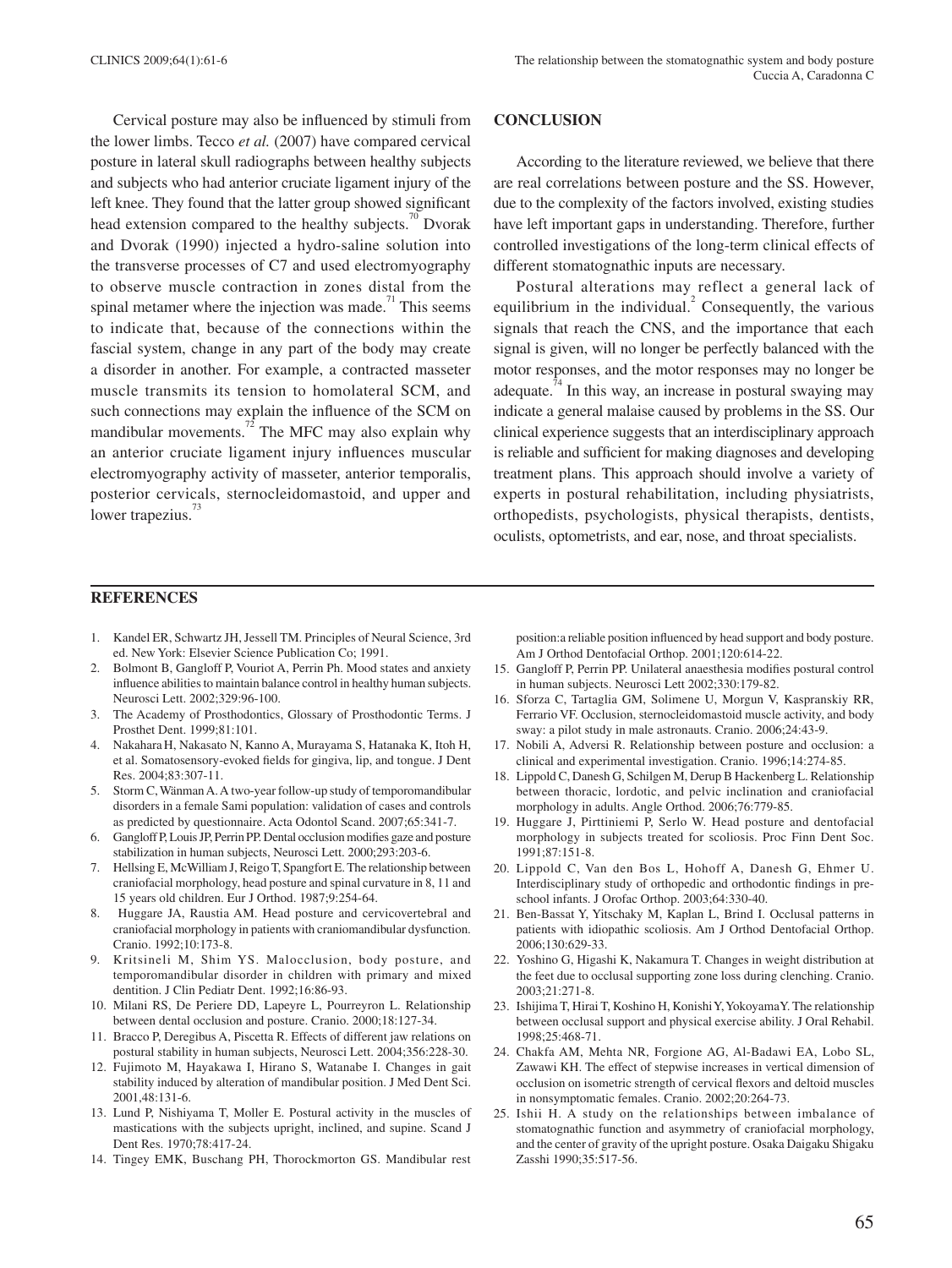Cervical posture may also be influenced by stimuli from the lower limbs. Tecco *et al.* (2007) have compared cervical posture in lateral skull radiographs between healthy subjects and subjects who had anterior cruciate ligament injury of the left knee. They found that the latter group showed significant head extension compared to the healthy subjects.[70] Dvorak and Dvorak (1990) injected a hydro-saline solution into the transverse processes of C7 and used electromyography to observe muscle contraction in zones distal from the spinal metamer where the injection was made.[71] This seems to indicate that, because of the connections within the fascial system, change in any part of the body may create a disorder in another. For example, a contracted masseter muscle transmits its tension to homolateral SCM, and such connections may explain the influence of the SCM on mandibular movements.[72] The MFC may also explain why an anterior cruciate ligament injury influences muscular electromyography activity of masseter, anterior temporalis, posterior cervicals, sternocleidomastoid, and upper and lower trapezius.[73]

## CONCLUSION

According to the literature reviewed, we believe that there are real correlations between posture and the SS. However, due to the complexity of the factors involved, existing studies have left important gaps in understanding. Therefore, further controlled investigations of the long-term clinical effects of different stomatognathic inputs are necessary.

Postural alterations may reflect a general lack of equilibrium in the individual.[2] Consequently, the various signals that reach the CNS, and the importance that each signal is given, will no longer be perfectly balanced with the motor responses, and the motor responses may no longer be adequate.[74] In this way, an increase in postural swaying may indicate a general malaise caused by problems in the SS. Our clinical experience suggests that an interdisciplinary approach is reliable and sufficient for making diagnoses and developing treatment plans. This approach should involve a variety of experts in postural rehabilitation, including physiatrists, orthopedists, psychologists, physical therapists, dentists, oculists, optometrists, and ear, nose, and throat specialists.

## REFERENCES

1. Kandel ER, Schwartz JH, Jessell TM. Principles of Neural Science, 3rd ed. New York: Elsevier Science Publication Co; 1991.
2. Bolmont B, Gangloff P, Vouriot A, Perrin Ph. Mood states and anxiety influence abilities to maintain balance control in healthy human subjects. Neurosci Lett. 2002;329:96-100.
3. The Academy of Prosthodontics, Glossary of Prosthodontic Terms. J Prosthet Dent. 1999;81:101.
4. Nakahara H, Nakasato N, Kanno A, Murayama S, Hatanaka K, Itoh H, et al. Somatosensory-evoked fields for gingiva, lip, and tongue. J Dent Res. 2004;83:307-11.
5. Storm C, Wänman A. A two-year follow-up study of temporomandibular disorders in a female Sami population: validation of cases and controls as predicted by questionnaire. Acta Odontol Scand. 2007;65:341-7.
6. Gangloff P, Louis JP, Perrin PP. Dental occlusion modifies gaze and posture stabilization in human subjects, Neurosci Lett. 2000;293:203-6.
7. Hellsing E, McWilliam J, Reigo T, Spangfort E. The relationship between craniofacial morphology, head posture and spinal curvature in 8, 11 and 15 years old children. Eur J Orthod. 1987;9:254-64.
8. Huggare JA, Raustia AM. Head posture and cervicovertebral and craniofacial morphology in patients with craniomandibular dysfunction. Cranio. 1992;10:173-8.
9. Kritsineli M, Shim YS. Malocclusion, body posture, and temporomandibular disorder in children with primary and mixed dentition. J Clin Pediatr Dent. 1992;16:86-93.
10. Milani RS, De Periere DD, Lapeyre L, Pourreyron L. Relationship between dental occlusion and posture. Cranio. 2000;18:127-34.
11. Bracco P, Deregibus A, Piscetta R. Effects of different jaw relations on postural stability in human subjects, Neurosci Lett. 2004;356:228-30.
12. Fujimoto M, Hayakawa I, Hirano S, Watanabe I. Changes in gait stability induced by alteration of mandibular position. J Med Dent Sci. 2001,48:131-6.
13. Lund P, Nishiyama T, Moller E. Postural activity in the muscles of mastications with the subjects upright, inclined, and supine. Scand J Dent Res. 1970;78:417-24.
14. Tingey EMK, Buschang PH, Thorockmorton GS. Mandibular rest position:a reliable position influenced by head support and body posture. Am J Orthod Dentofacial Orthop. 2001;120:614-22.
15. Gangloff P, Perrin PP. Unilateral anaesthesia modifies postural control in human subjects. Neurosci Lett 2002;330:179-82.
16. Sforza C, Tartaglia GM, Solimene U, Morgun V, Kaspranskiy RR, Ferrario VF. Occlusion, sternocleidomastoid muscle activity, and body sway: a pilot study in male astronauts. Cranio. 2006;24:43-9.
17. Nobili A, Adversi R. Relationship between posture and occlusion: a clinical and experimental investigation. Cranio. 1996;14:274-85.
18. Lippold C, Danesh G, Schilgen M, Derup B Hackenberg L. Relationship between thoracic, lordotic, and pelvic inclination and craniofacial morphology in adults. Angle Orthod. 2006;76:779-85.
19. Huggare J, Pirttiniemi P, Serlo W. Head posture and dentofacial morphology in subjects treated for scoliosis. Proc Finn Dent Soc. 1991;87:151-8.
20. Lippold C, Van den Bos L, Hohoff A, Danesh G, Ehmer U. Interdisciplinary study of orthopedic and orthodontic findings in pre-school infants. J Orofac Orthop. 2003;64:330-40.
21. Ben-Bassat Y, Yitschaky M, Kaplan L, Brind I. Occlusal patterns in patients with idiopathic scoliosis. Am J Orthod Dentofacial Orthop. 2006;130:629-33.
22. Yoshino G, Higashi K, Nakamura T. Changes in weight distribution at the feet due to occlusal supporting zone loss during clenching. Cranio. 2003;21:271-8.
23. Ishijima T, Hirai T, Koshino H, Konishi Y, Yokoyama Y. The relationship between occlusal support and physical exercise ability. J Oral Rehabil. 1998;25:468-71.
24. Chakfa AM, Mehta NR, Forgione AG, Al-Badawi EA, Lobo SL, Zawawi KH. The effect of stepwise increases in vertical dimension of occlusion on isometric strength of cervical flexors and deltoid muscles in nonsymptomatic females. Cranio. 2002;20:264-73.
25. Ishii H. A study on the relationships between imbalance of stomatognathic function and asymmetry of craniofacial morphology, and the center of gravity of the upright posture. Osaka Daigaku Shigaku Zasshi 1990;35:517-56.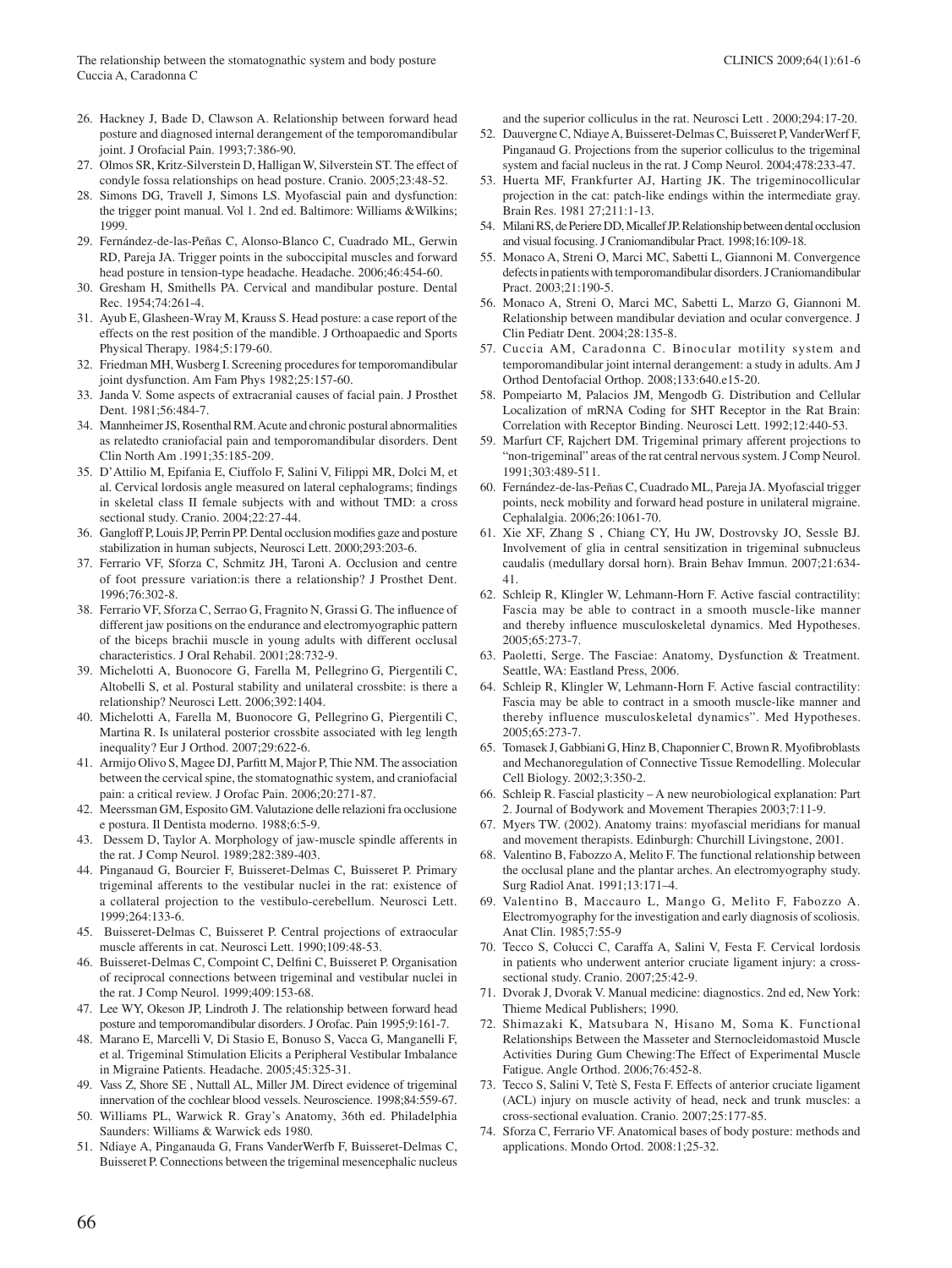26. Hackney J, Bade D, Clawson A. Relationship between forward head posture and diagnosed internal derangement of the temporomandibular joint. J Orofacial Pain. 1993;7:386-90.
27. Olmos SR, Kritz-Silverstein D, Halligan W, Silverstein ST. The effect of condyle fossa relationships on head posture. Cranio. 2005;23:48-52.
28. Simons DG, Travell J, Simons LS. Myofascial pain and dysfunction: the trigger point manual. Vol 1. 2nd ed. Baltimore: Williams &Wilkins; 1999.
29. Fernández-de-las-Peñas C, Alonso-Blanco C, Cuadrado ML, Gerwin RD, Pareja JA. Trigger points in the suboccipital muscles and forward head posture in tension-type headache. Headache. 2006;46:454-60.
30. Gresham H, Smithells PA. Cervical and mandibular posture. Dental Rec. 1954;74:261-4.
31. Ayub E, Glasheen-Wray M, Krauss S. Head posture: a case report of the effects on the rest position of the mandible. J Orthopaedic and Sports Physical Therapy. 1984;5:179-60.
32. Friedman MH, Wusberg I. Screening procedures for temporomandibular joint dysfunction. Am Fam Phys 1982;25:157-60.
33. Janda V. Some aspects of extracranial causes of facial pain. J Prosthet Dent. 1981;56:484-7.
34. Mannheimer JS, Rosenthal RM. Acute and chronic postural abnormalities as relatedto craniofacial pain and temporomandibular disorders. Dent Clin North Am .1991;35:185-209.
35. D'Attilio M, Epifania E, Ciuffolo F, Salini V, Filippi MR, Dolci M, et al. Cervical lordosis angle measured on lateral cephalograms; findings in skeletal class II female subjects with and without TMD: a cross sectional study. Cranio. 2004;22:27-44.
36. Gangloff P, Louis JP, Perrin PP. Dental occlusion modifies gaze and posture stabilization in human subjects, Neurosci Lett. 2000;293:203-6.
37. Ferrario VF, Sforza C, Schmitz JH, Taroni A. Occlusion and centre of foot pressure variation:is there a relationship? J Prosthet Dent. 1996;76:302-8.
38. Ferrario VF, Sforza C, Serrao G, Fragnito N, Grassi G. The influence of different jaw positions on the endurance and electromyographic pattern of the biceps brachii muscle in young adults with different occlusal characteristics. J Oral Rehabil. 2001;28:732-9.
39. Michelotti A, Buonocore G, Farella M, Pellegrino G, Piergentili C, Altobelli S, et al. Postural stability and unilateral crossbite: is there a relationship? Neurosci Lett. 2006;392:1404.
40. Michelotti A, Farella M, Buonocore G, Pellegrino G, Piergentili C, Martina R. Is unilateral posterior crossbite associated with leg length inequality? Eur J Orthod. 2007;29:622-6.
41. Armijo Olivo S, Magee DJ, Parfitt M, Major P, Thie NM. The association between the cervical spine, the stomatognathic system, and craniofacial pain: a critical review. J Orofac Pain. 2006;20:271-87.
42. Meerssman GM, Esposito GM. Valutazione delle relazioni fra occlusione e postura. Il Dentista moderno. 1988;6:5-9.
43. Dessem D, Taylor A. Morphology of jaw-muscle spindle afferents in the rat. J Comp Neurol. 1989;282:389-403.
44. Pinganaud G, Bourcier F, Buisseret-Delmas C, Buisseret P. Primary trigeminal afferents to the vestibular nuclei in the rat: existence of a collateral projection to the vestibulo-cerebellum. Neurosci Lett. 1999;264:133-6.
45. Buisseret-Delmas C, Buisseret P. Central projections of extraocular muscle afferents in cat. Neurosci Lett. 1990;109:48-53.
46. Buisseret-Delmas C, Compoint C, Delfini C, Buisseret P. Organisation of reciprocal connections between trigeminal and vestibular nuclei in the rat. J Comp Neurol. 1999;409:153-68.
47. Lee WY, Okeson JP, Lindroth J. The relationship between forward head posture and temporomandibular disorders. J Orofac. Pain 1995;9:161-7.
48. Marano E, Marcelli V, Di Stasio E, Bonuso S, Vacca G, Manganelli F, et al. Trigeminal Stimulation Elicits a Peripheral Vestibular Imbalance in Migraine Patients. Headache. 2005;45:325-31.
49. Vass Z, Shore SE , Nuttall AL, Miller JM. Direct evidence of trigeminal innervation of the cochlear blood vessels. Neuroscience. 1998;84:559-67.
50. Williams PL, Warwick R. Gray's Anatomy, 36th ed. Philadelphia Saunders: Williams & Warwick eds 1980.
51. Ndiaye A, Pinganauda G, Frans VanderWerfb F, Buisseret-Delmas C, Buisseret P. Connections between the trigeminal mesencephalic nucleus and the superior colliculus in the rat. Neurosci Lett . 2000;294:17-20.
52. Dauvergne C, Ndiaye A, Buisseret-Delmas C, Buisseret P, VanderWerf F, Pinganaud G. Projections from the superior colliculus to the trigeminal system and facial nucleus in the rat. J Comp Neurol. 2004;478:233-47.
53. Huerta MF, Frankfurter AJ, Harting JK. The trigeminocollicular projection in the cat: patch-like endings within the intermediate gray. Brain Res. 1981 27;211:1-13.
54. Milani RS, de Periere DD, Micallef JP. Relationship between dental occlusion and visual focusing. J Craniomandibular Pract. 1998;16:109-18.
55. Monaco A, Streni O, Marci MC, Sabetti L, Giannoni M. Convergence defects in patients with temporomandibular disorders. J Craniomandibular Pract. 2003;21:190-5.
56. Monaco A, Streni O, Marci MC, Sabetti L, Marzo G, Giannoni M. Relationship between mandibular deviation and ocular convergence. J Clin Pediatr Dent. 2004;28:135-8.
57. Cuccia AM, Caradonna C. Binocular motility system and temporomandibular joint internal derangement: a study in adults. Am J Orthod Dentofacial Orthop. 2008;133:640.e15-20.
58. Pompeiarto M, Palacios JM, Mengodb G. Distribution and Cellular Localization of mRNA Coding for SHT Receptor in the Rat Brain: Correlation with Receptor Binding. Neurosci Lett. 1992;12:440-53.
59. Marfurt CF, Rajchert DM. Trigeminal primary afferent projections to "non-trigeminal" areas of the rat central nervous system. J Comp Neurol. 1991;303:489-511.
60. Fernández-de-las-Peñas C, Cuadrado ML, Pareja JA. Myofascial trigger points, neck mobility and forward head posture in unilateral migraine. Cephalalgia. 2006;26:1061-70.
61. Xie XF, Zhang S , Chiang CY, Hu JW, Dostrovsky JO, Sessle BJ. Involvement of glia in central sensitization in trigeminal subnucleus caudalis (medullary dorsal horn). Brain Behav Immun. 2007;21:634-41.
62. Schleip R, Klingler W, Lehmann-Horn F. Active fascial contractility: Fascia may be able to contract in a smooth muscle-like manner and thereby influence musculoskeletal dynamics. Med Hypotheses. 2005;65:273-7.
63. Paoletti, Serge. The Fasciae: Anatomy, Dysfunction & Treatment. Seattle, WA: Eastland Press, 2006.
64. Schleip R, Klingler W, Lehmann-Horn F. Active fascial contractility: Fascia may be able to contract in a smooth muscle-like manner and thereby influence musculoskeletal dynamics". Med Hypotheses. 2005;65:273-7.
65. Tomasek J, Gabbiani G, Hinz B, Chaponnier C, Brown R. Myofibroblasts and Mechanoregulation of Connective Tissue Remodelling. Molecular Cell Biology. 2002;3:350-2.
66. Schleip R. Fascial plasticity – A new neurobiological explanation: Part 2. Journal of Bodywork and Movement Therapies 2003;7:11-9.
67. Myers TW. (2002). Anatomy trains: myofascial meridians for manual and movement therapists. Edinburgh: Churchill Livingstone, 2001.
68. Valentino B, Fabozzo A, Melito F. The functional relationship between the occlusal plane and the plantar arches. An electromyography study. Surg Radiol Anat. 1991;13:171–4.
69. Valentino B, Maccauro L, Mango G, Melito F, Fabozzo A. Electromyography for the investigation and early diagnosis of scoliosis. Anat Clin. 1985;7:55-9
70. Tecco S, Colucci C, Caraffa A, Salini V, Festa F. Cervical lordosis in patients who underwent anterior cruciate ligament injury: a cross-sectional study. Cranio. 2007;25:42-9.
71. Dvorak J, Dvorak V. Manual medicine: diagnostics. 2nd ed, New York: Thieme Medical Publishers; 1990.
72. Shimazaki K, Matsubara N, Hisano M, Soma K. Functional Relationships Between the Masseter and Sternocleidomastoid Muscle Activities During Gum Chewing:The Effect of Experimental Muscle Fatigue. Angle Orthod. 2006;76:452-8.
73. Tecco S, Salini V, Tetè S, Festa F. Effects of anterior cruciate ligament (ACL) injury on muscle activity of head, neck and trunk muscles: a cross-sectional evaluation. Cranio. 2007;25:177-85.
74. Sforza C, Ferrario VF. Anatomical bases of body posture: methods and applications. Mondo Ortod. 2008:1;25-32.